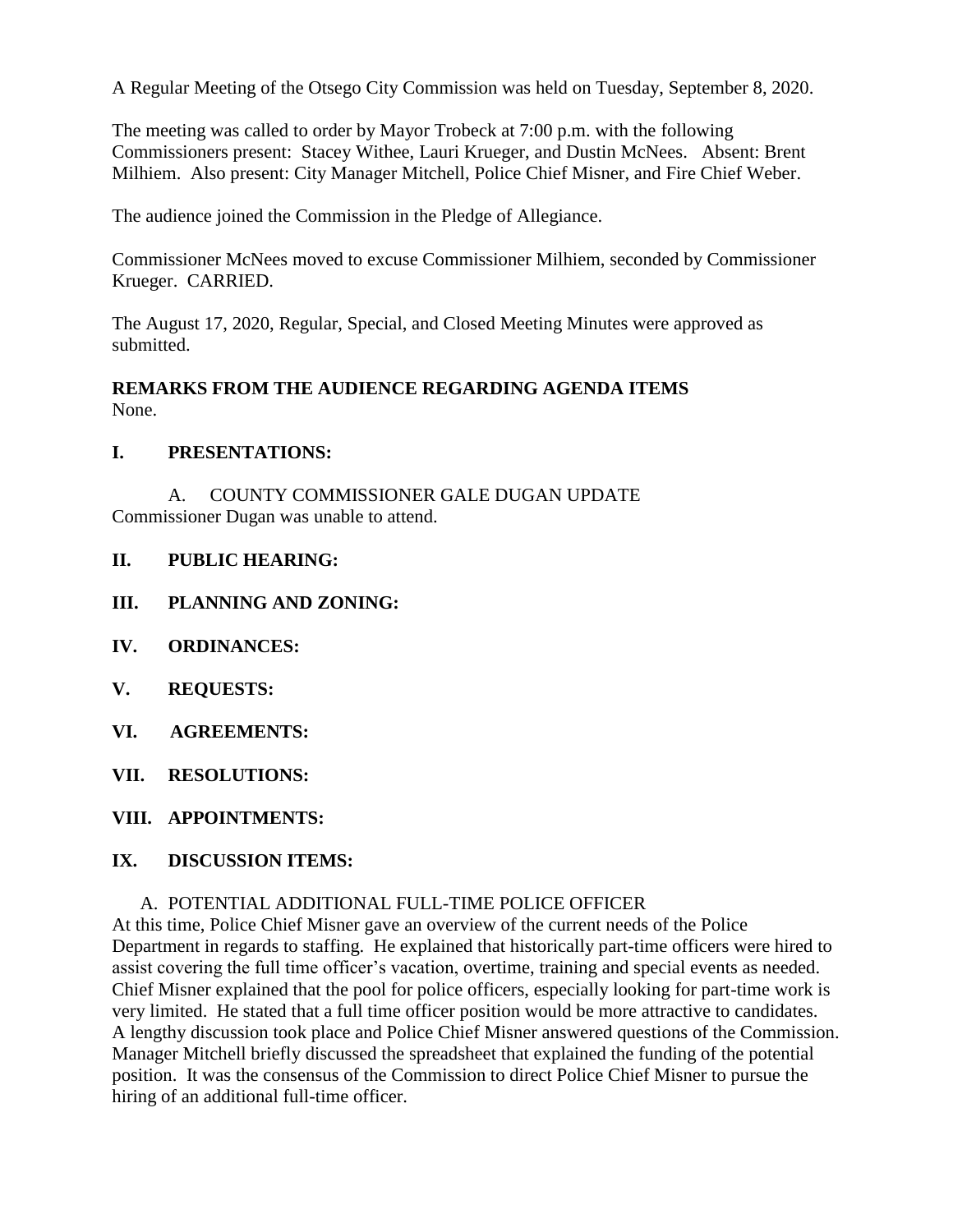A Regular Meeting of the Otsego City Commission was held on Tuesday, September 8, 2020.

The meeting was called to order by Mayor Trobeck at 7:00 p.m. with the following Commissioners present: Stacey Withee, Lauri Krueger, and Dustin McNees. Absent: Brent Milhiem. Also present: City Manager Mitchell, Police Chief Misner, and Fire Chief Weber.

The audience joined the Commission in the Pledge of Allegiance.

Commissioner McNees moved to excuse Commissioner Milhiem, seconded by Commissioner Krueger. CARRIED.

The August 17, 2020, Regular, Special, and Closed Meeting Minutes were approved as submitted.

**REMARKS FROM THE AUDIENCE REGARDING AGENDA ITEMS**
None.

**I. PRESENTATIONS:**

A. COUNTY COMMISSIONER GALE DUGAN UPDATE
Commissioner Dugan was unable to attend.

**II. PUBLIC HEARING:**

**III. PLANNING AND ZONING:**

**IV. ORDINANCES:**

**V. REQUESTS:**

**VI. AGREEMENTS:**

**VII. RESOLUTIONS:**

**VIII. APPOINTMENTS:**

**IX. DISCUSSION ITEMS:**

A. POTENTIAL ADDITIONAL FULL-TIME POLICE OFFICER
At this time, Police Chief Misner gave an overview of the current needs of the Police Department in regards to staffing. He explained that historically part-time officers were hired to assist covering the full time officer's vacation, overtime, training and special events as needed. Chief Misner explained that the pool for police officers, especially looking for part-time work is very limited. He stated that a full time officer position would be more attractive to candidates. A lengthy discussion took place and Police Chief Misner answered questions of the Commission. Manager Mitchell briefly discussed the spreadsheet that explained the funding of the potential position. It was the consensus of the Commission to direct Police Chief Misner to pursue the hiring of an additional full-time officer.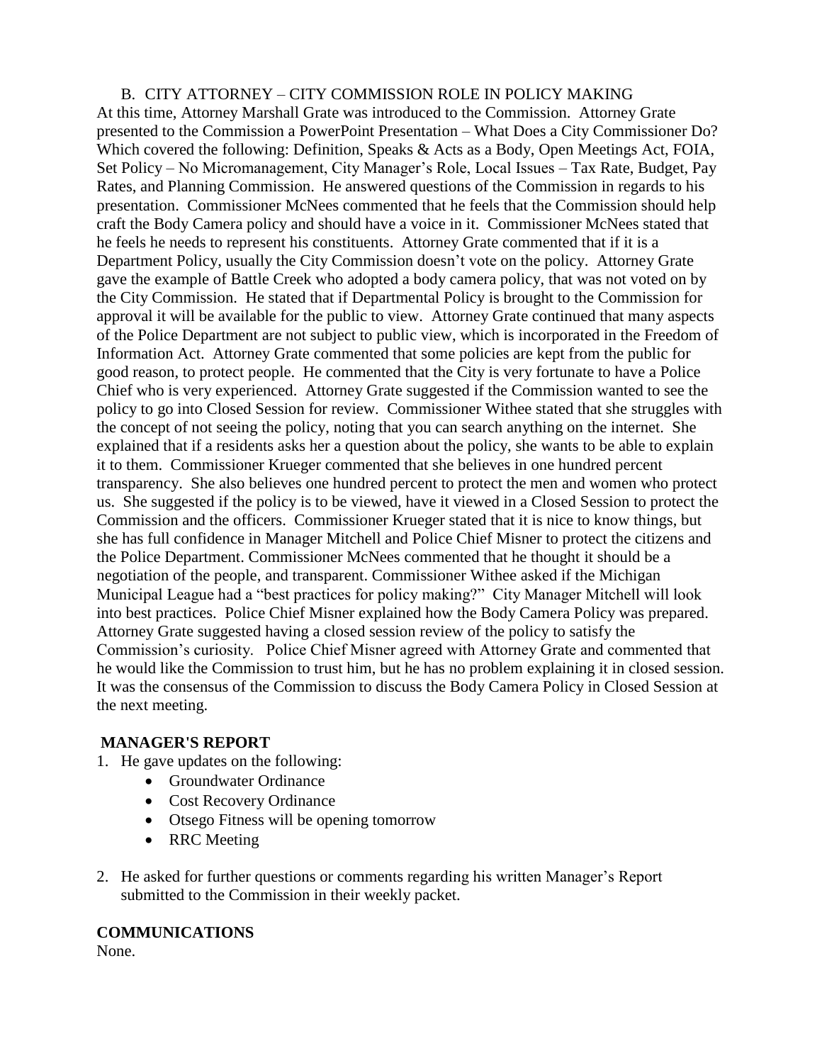B. CITY ATTORNEY – CITY COMMISSION ROLE IN POLICY MAKING

At this time, Attorney Marshall Grate was introduced to the Commission. Attorney Grate presented to the Commission a PowerPoint Presentation – What Does a City Commissioner Do? Which covered the following: Definition, Speaks & Acts as a Body, Open Meetings Act, FOIA, Set Policy – No Micromanagement, City Manager's Role, Local Issues – Tax Rate, Budget, Pay Rates, and Planning Commission. He answered questions of the Commission in regards to his presentation. Commissioner McNees commented that he feels that the Commission should help craft the Body Camera policy and should have a voice in it. Commissioner McNees stated that he feels he needs to represent his constituents. Attorney Grate commented that if it is a Department Policy, usually the City Commission doesn't vote on the policy. Attorney Grate gave the example of Battle Creek who adopted a body camera policy, that was not voted on by the City Commission. He stated that if Departmental Policy is brought to the Commission for approval it will be available for the public to view. Attorney Grate continued that many aspects of the Police Department are not subject to public view, which is incorporated in the Freedom of Information Act. Attorney Grate commented that some policies are kept from the public for good reason, to protect people. He commented that the City is very fortunate to have a Police Chief who is very experienced. Attorney Grate suggested if the Commission wanted to see the policy to go into Closed Session for review. Commissioner Withee stated that she struggles with the concept of not seeing the policy, noting that you can search anything on the internet. She explained that if a residents asks her a question about the policy, she wants to be able to explain it to them. Commissioner Krueger commented that she believes in one hundred percent transparency. She also believes one hundred percent to protect the men and women who protect us. She suggested if the policy is to be viewed, have it viewed in a Closed Session to protect the Commission and the officers. Commissioner Krueger stated that it is nice to know things, but she has full confidence in Manager Mitchell and Police Chief Misner to protect the citizens and the Police Department. Commissioner McNees commented that he thought it should be a negotiation of the people, and transparent. Commissioner Withee asked if the Michigan Municipal League had a "best practices for policy making?" City Manager Mitchell will look into best practices. Police Chief Misner explained how the Body Camera Policy was prepared. Attorney Grate suggested having a closed session review of the policy to satisfy the Commission's curiosity. Police Chief Misner agreed with Attorney Grate and commented that he would like the Commission to trust him, but he has no problem explaining it in closed session. It was the consensus of the Commission to discuss the Body Camera Policy in Closed Session at the next meeting.

**MANAGER'S REPORT**

1. He gave updates on the following:
   - Groundwater Ordinance
   - Cost Recovery Ordinance
   - Otsego Fitness will be opening tomorrow
   - RRC Meeting
2. He asked for further questions or comments regarding his written Manager's Report submitted to the Commission in their weekly packet.

**COMMUNICATIONS**

None.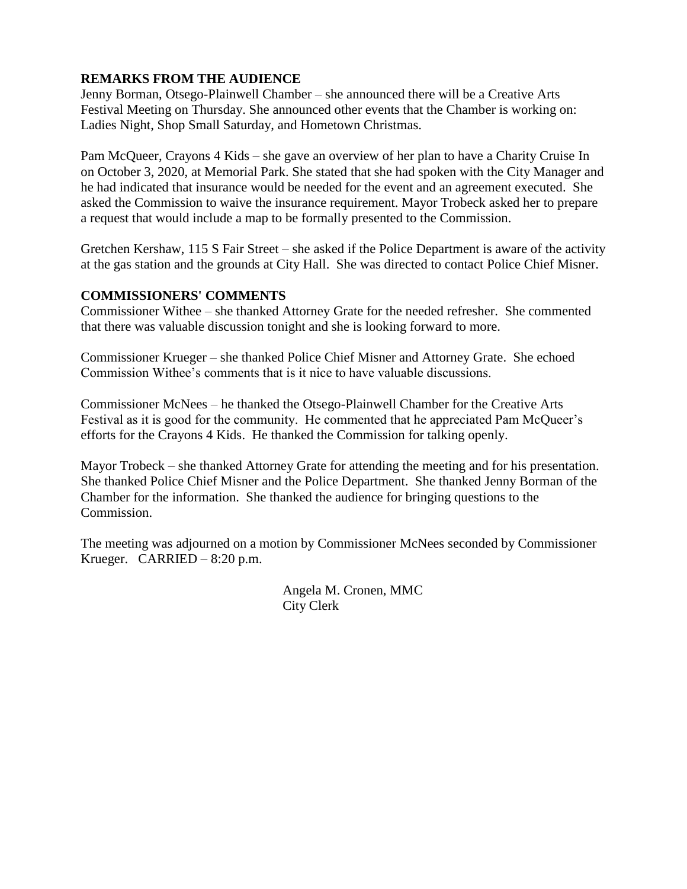**REMARKS FROM THE AUDIENCE**

Jenny Borman, Otsego-Plainwell Chamber – she announced there will be a Creative Arts Festival Meeting on Thursday. She announced other events that the Chamber is working on: Ladies Night, Shop Small Saturday, and Hometown Christmas.

Pam McQueer, Crayons 4 Kids – she gave an overview of her plan to have a Charity Cruise In on October 3, 2020, at Memorial Park. She stated that she had spoken with the City Manager and he had indicated that insurance would be needed for the event and an agreement executed. She asked the Commission to waive the insurance requirement. Mayor Trobeck asked her to prepare a request that would include a map to be formally presented to the Commission.

Gretchen Kershaw, 115 S Fair Street – she asked if the Police Department is aware of the activity at the gas station and the grounds at City Hall. She was directed to contact Police Chief Misner.

**COMMISSIONERS' COMMENTS**

Commissioner Withee – she thanked Attorney Grate for the needed refresher. She commented that there was valuable discussion tonight and she is looking forward to more.

Commissioner Krueger – she thanked Police Chief Misner and Attorney Grate. She echoed Commission Withee's comments that is it nice to have valuable discussions.

Commissioner McNees – he thanked the Otsego-Plainwell Chamber for the Creative Arts Festival as it is good for the community. He commented that he appreciated Pam McQueer's efforts for the Crayons 4 Kids. He thanked the Commission for talking openly.

Mayor Trobeck – she thanked Attorney Grate for attending the meeting and for his presentation. She thanked Police Chief Misner and the Police Department. She thanked Jenny Borman of the Chamber for the information. She thanked the audience for bringing questions to the Commission.

The meeting was adjourned on a motion by Commissioner McNees seconded by Commissioner Krueger. CARRIED – 8:20 p.m.

Angela M. Cronen, MMC
City Clerk